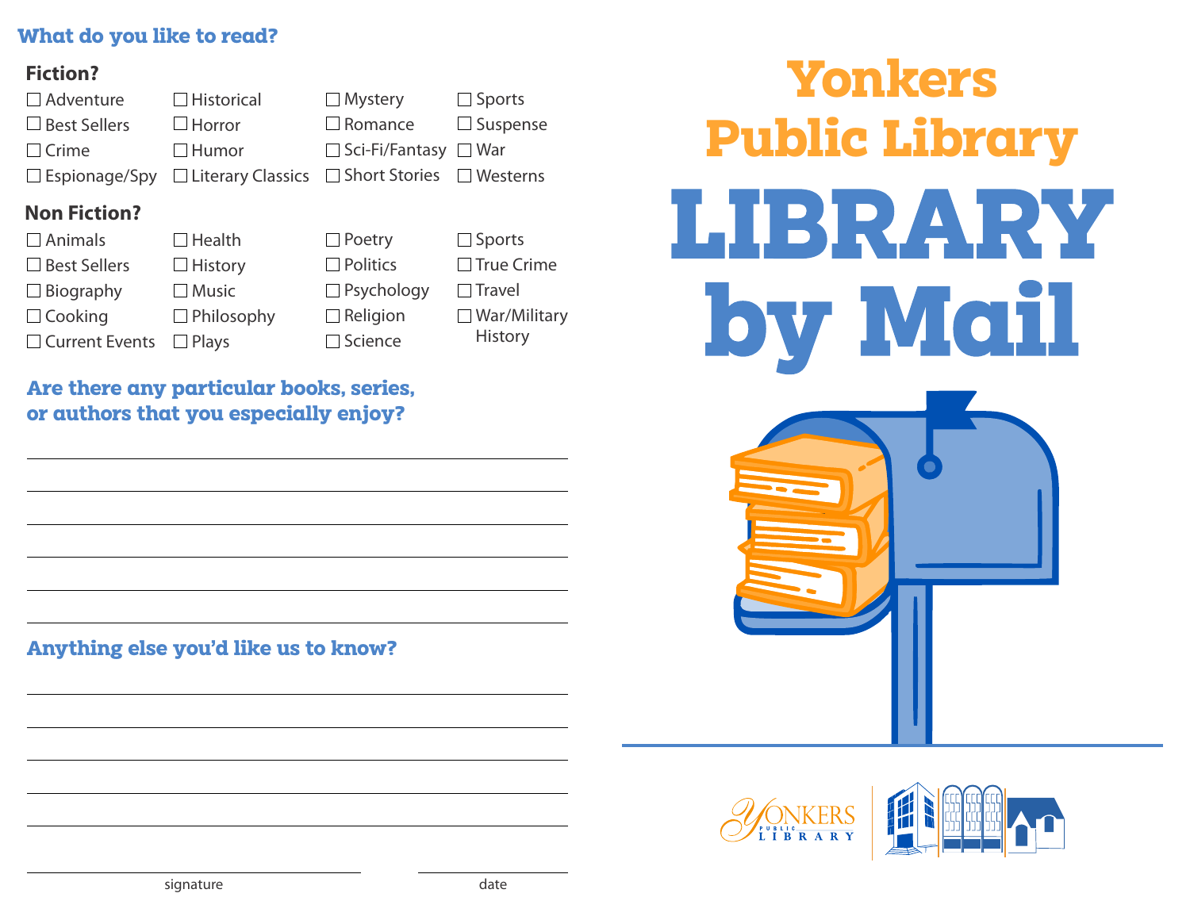## What do you like to read?

### Fiction?

- ☐ Adventure
- ☐ Best Sellers
- ☐ Crime
- ☐ Espionage/Spy
- ☐ Historical
- ☐ Horror
- ☐ Humor
- ☐ Literary Classics
- ☐ Mystery
- ☐ Romance
- ☐ Sci-Fi/Fantasy
- ☐ Short Stories
- ☐ Sports
- ☐ Suspense
- ☐ War
- ☐ Westerns

### Non Fiction?

- ☐ Animals
- ☐ Best Sellers
- ☐ Biography
- ☐ Cooking
- ☐ Current Events
- ☐ Health
- ☐ History
- ☐ Music
- ☐ Philosophy
- ☐ Plays
- ☐ Poetry
- ☐ Politics
- ☐ Psychology
- ☐ Religion
- ☐ Science
- ☐ Sports
- ☐ True Crime
- ☐ Travel
- ☐ War/Military History

## Are there any particular books, series, or authors that you especially enjoy?

______________________________________________

______________________________________________

______________________________________________

______________________________________________

______________________________________________

______________________________________________

## Anything else you'd like us to know?

______________________________________________

______________________________________________

______________________________________________

______________________________________________

______________________________________________

______________________________ signature

______________ date

# Yonkers Public Library

# LIBRARY by Mail

Yonkers Public Library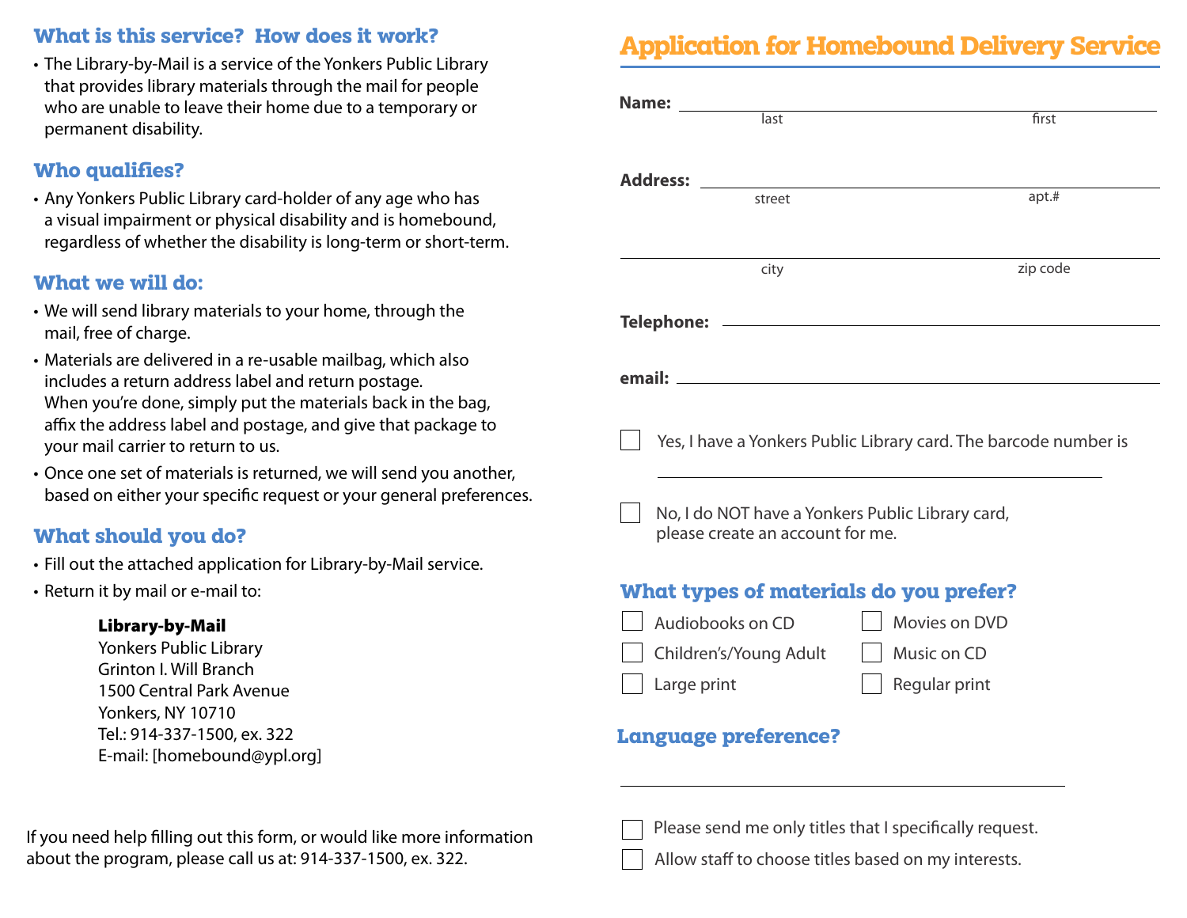## What is this service? How does it work?

- The Library-by-Mail is a service of the Yonkers Public Library that provides library materials through the mail for people who are unable to leave their home due to a temporary or permanent disability.

## Who qualifies?

- Any Yonkers Public Library card-holder of any age who has a visual impairment or physical disability and is homebound, regardless of whether the disability is long-term or short-term.

## What we will do:

- We will send library materials to your home, through the mail, free of charge.
- Materials are delivered in a re-usable mailbag, which also includes a return address label and return postage. When you're done, simply put the materials back in the bag, affix the address label and postage, and give that package to your mail carrier to return to us.
- Once one set of materials is returned, we will send you another, based on either your specific request or your general preferences.

## What should you do?

- Fill out the attached application for Library-by-Mail service.
- Return it by mail or e-mail to:

**Library-by-Mail**
Yonkers Public Library
Grinton I. Will Branch
1500 Central Park Avenue
Yonkers, NY 10710
Tel.: 914-337-1500, ex. 322
E-mail: [homebound@ypl.org]

If you need help filling out this form, or would like more information about the program, please call us at: 914-337-1500, ex. 322.

# Application for Homebound Delivery Service

**Name:** ______________________________
last first

**Address:** ______________________________
street apt.#

______________________________
city zip code

**Telephone:** ______________________________

**email:** ______________________________

☐ Yes, I have a Yonkers Public Library card. The barcode number is ______________________________

☐ No, I do NOT have a Yonkers Public Library card, please create an account for me.

## What types of materials do you prefer?

☐ Audiobooks on CD
☐ Movies on DVD
☐ Children's/Young Adult
☐ Music on CD
☐ Large print
☐ Regular print

## Language preference?

______________________________

☐ Please send me only titles that I specifically request.

☐ Allow staff to choose titles based on my interests.